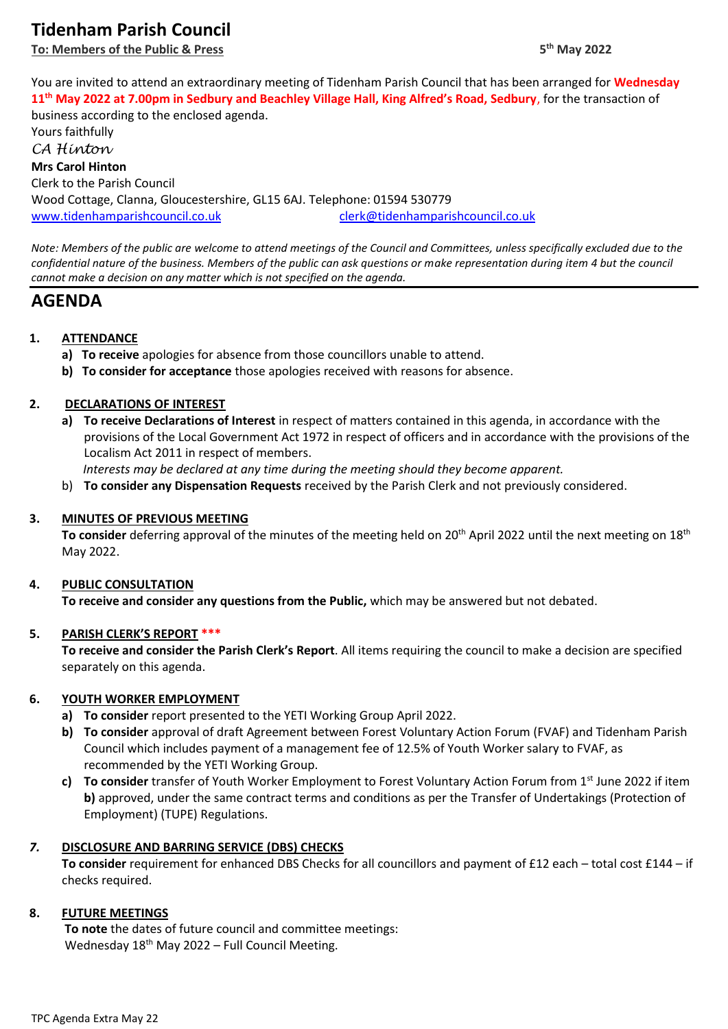# Tidenham Parish Council

**To: Members of the Public & Press** **5th May 2022**

You are invited to attend an extraordinary meeting of Tidenham Parish Council that has been arranged for **Wednesday 11th May 2022 at 7.00pm in Sedbury and Beachley Village Hall, King Alfred's Road, Sedbury**, for the transaction of business according to the enclosed agenda.

Yours faithfully

*CA Hinton*

**Mrs Carol Hinton**

Clerk to the Parish Council

Wood Cottage, Clanna, Gloucestershire, GL15 6AJ. Telephone: 01594 530779

www.tidenhamparishcouncil.co.uk clerk@tidenhamparishcouncil.co.uk

*Note: Members of the public are welcome to attend meetings of the Council and Committees, unless specifically excluded due to the confidential nature of the business. Members of the public can ask questions or make representation during item 4 but the council cannot make a decision on any matter which is not specified on the agenda.*

---

# AGENDA

**1. ATTENDANCE**

- **a) To receive** apologies for absence from those councillors unable to attend.
- **b) To consider for acceptance** those apologies received with reasons for absence.

**2. DECLARATIONS OF INTEREST**

- **a) To receive Declarations of Interest** in respect of matters contained in this agenda, in accordance with the provisions of the Local Government Act 1972 in respect of officers and in accordance with the provisions of the Localism Act 2011 in respect of members.
  *Interests may be declared at any time during the meeting should they become apparent.*
- b) **To consider any Dispensation Requests** received by the Parish Clerk and not previously considered.

**3. MINUTES OF PREVIOUS MEETING**

**To consider** deferring approval of the minutes of the meeting held on 20th April 2022 until the next meeting on 18th May 2022.

**4. PUBLIC CONSULTATION**

**To receive and consider any questions from the Public,** which may be answered but not debated.

**5. PARISH CLERK'S REPORT *****

**To receive and consider the Parish Clerk's Report**. All items requiring the council to make a decision are specified separately on this agenda.

**6. YOUTH WORKER EMPLOYMENT**

- **a) To consider** report presented to the YETI Working Group April 2022.
- **b) To consider** approval of draft Agreement between Forest Voluntary Action Forum (FVAF) and Tidenham Parish Council which includes payment of a management fee of 12.5% of Youth Worker salary to FVAF, as recommended by the YETI Working Group.
- **c) To consider** transfer of Youth Worker Employment to Forest Voluntary Action Forum from 1st June 2022 if item **b)** approved, under the same contract terms and conditions as per the Transfer of Undertakings (Protection of Employment) (TUPE) Regulations.

***7.* DISCLOSURE AND BARRING SERVICE (DBS) CHECKS**

**To consider** requirement for enhanced DBS Checks for all councillors and payment of £12 each – total cost £144 – if checks required.

**8. FUTURE MEETINGS**

**To note** the dates of future council and committee meetings:

Wednesday 18th May 2022 – Full Council Meeting.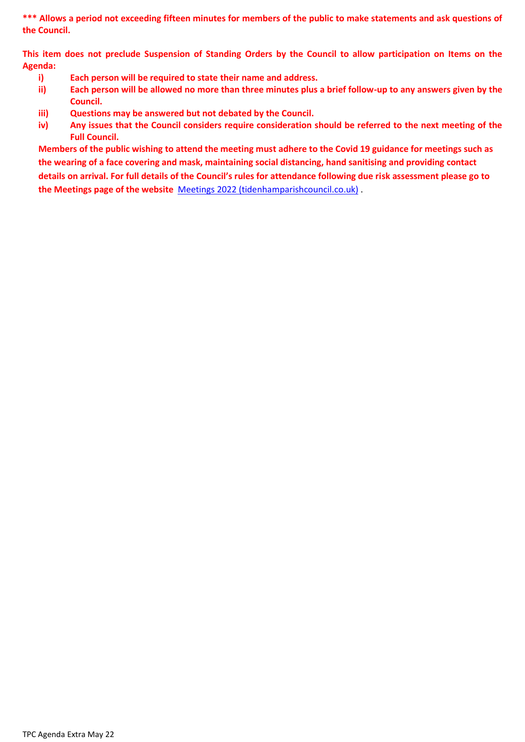**\*\*\* Allows a period not exceeding fifteen minutes for members of the public to make statements and ask questions of the Council.**

**This item does not preclude Suspension of Standing Orders by the Council to allow participation on Items on the Agenda:**

i) **Each person will be required to state their name and address.**
ii) **Each person will be allowed no more than three minutes plus a brief follow-up to any answers given by the Council.**
iii) **Questions may be answered but not debated by the Council.**
iv) **Any issues that the Council considers require consideration should be referred to the next meeting of the Full Council.**

**Members of the public wishing to attend the meeting must adhere to the Covid 19 guidance for meetings such as the wearing of a face covering and mask, maintaining social distancing, hand sanitising and providing contact details on arrival. For full details of the Council's rules for attendance following due risk assessment please go to the Meetings page of the website** [Meetings 2022 (tidenhamparishcouncil.co.uk)](tidenhamparishcouncil.co.uk) .

TPC Agenda Extra May 22